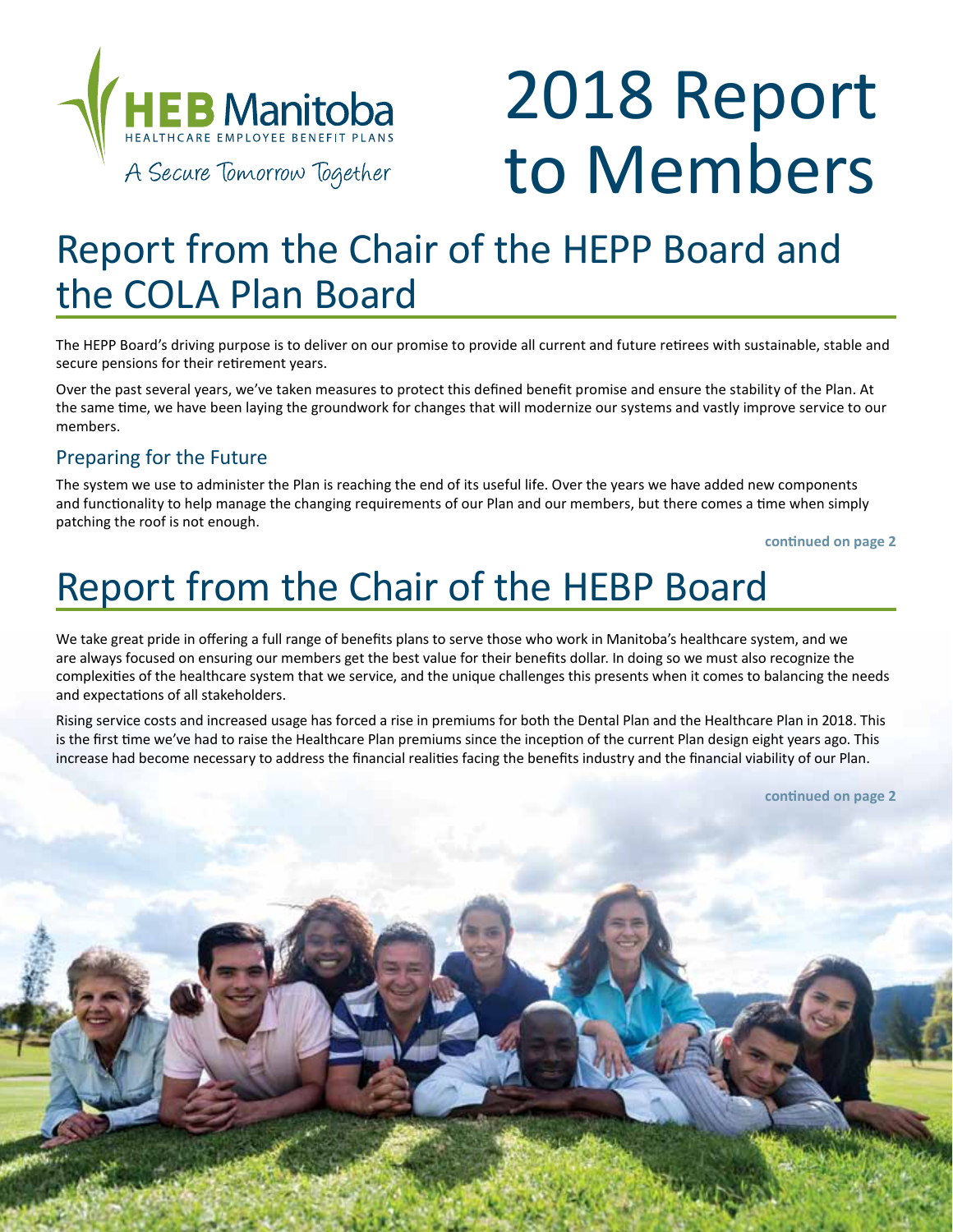HEB Manitoba

HEALTHCARE EMPLOYEE BENEFIT PLANS

A Secure Tomorrow Together

# 2018 Report to Members

## Report from the Chair of the HEPP Board and the COLA Plan Board

The HEPP Board's driving purpose is to deliver on our promise to provide all current and future retirees with sustainable, stable and secure pensions for their retirement years.

Over the past several years, we've taken measures to protect this defined benefit promise and ensure the stability of the Plan. At the same time, we have been laying the groundwork for changes that will modernize our systems and vastly improve service to our members.

### Preparing for the Future

The system we use to administer the Plan is reaching the end of its useful life. Over the years we have added new components and functionality to help manage the changing requirements of our Plan and our members, but there comes a time when simply patching the roof is not enough.

**continued on page 2**

## Report from the Chair of the HEBP Board

We take great pride in offering a full range of benefits plans to serve those who work in Manitoba's healthcare system, and we are always focused on ensuring our members get the best value for their benefits dollar. In doing so we must also recognize the complexities of the healthcare system that we service, and the unique challenges this presents when it comes to balancing the needs and expectations of all stakeholders.

Rising service costs and increased usage has forced a rise in premiums for both the Dental Plan and the Healthcare Plan in 2018. This is the first time we've had to raise the Healthcare Plan premiums since the inception of the current Plan design eight years ago. This increase had become necessary to address the financial realities facing the benefits industry and the financial viability of our Plan.

**continued on page 2**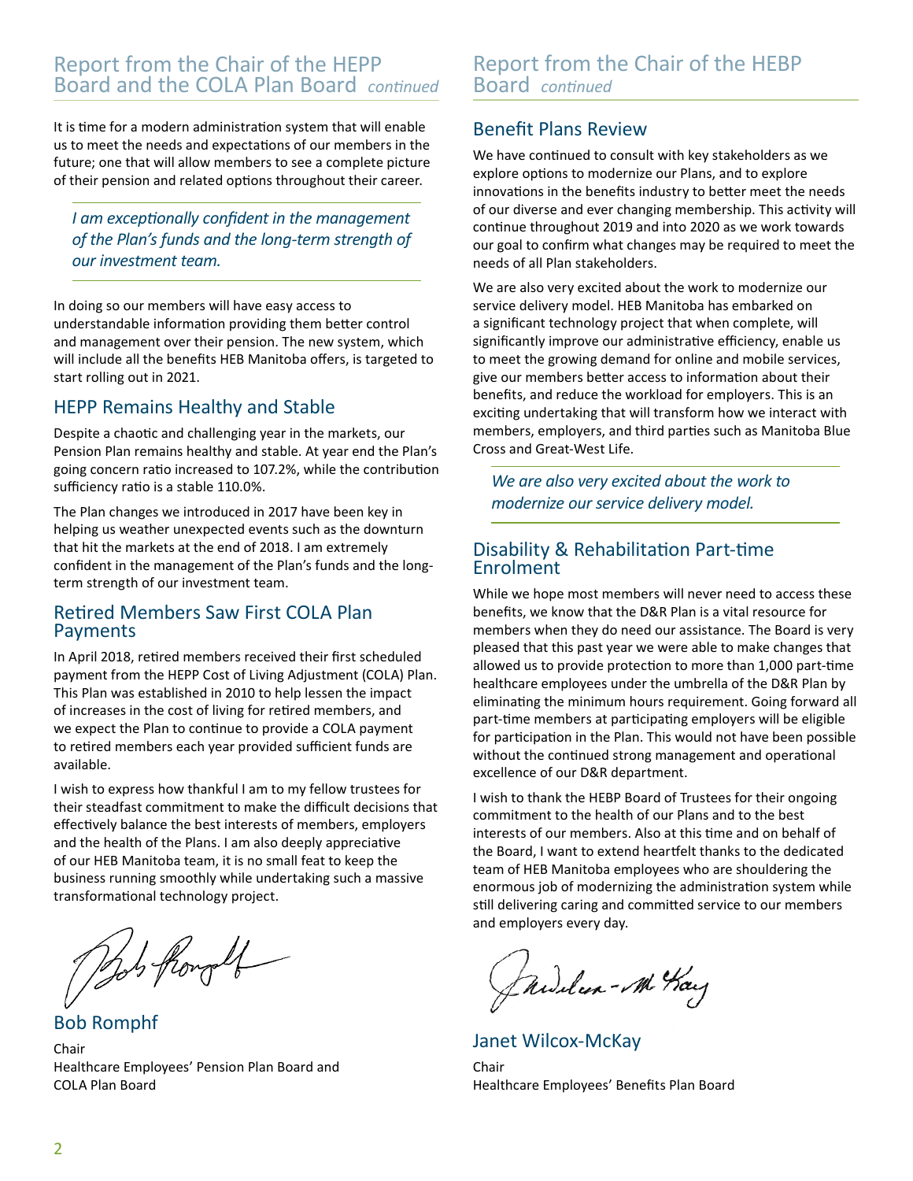## Report from the Chair of the HEPP Board and the COLA Plan Board *continued*

It is time for a modern administration system that will enable us to meet the needs and expectations of our members in the future; one that will allow members to see a complete picture of their pension and related options throughout their career.

> *I am exceptionally confident in the management of the Plan's funds and the long-term strength of our investment team.*

In doing so our members will have easy access to understandable information providing them better control and management over their pension. The new system, which will include all the benefits HEB Manitoba offers, is targeted to start rolling out in 2021.

### HEPP Remains Healthy and Stable

Despite a chaotic and challenging year in the markets, our Pension Plan remains healthy and stable. At year end the Plan's going concern ratio increased to 107.2%, while the contribution sufficiency ratio is a stable 110.0%.

The Plan changes we introduced in 2017 have been key in helping us weather unexpected events such as the downturn that hit the markets at the end of 2018. I am extremely confident in the management of the Plan's funds and the long-term strength of our investment team.

### Retired Members Saw First COLA Plan Payments

In April 2018, retired members received their first scheduled payment from the HEPP Cost of Living Adjustment (COLA) Plan. This Plan was established in 2010 to help lessen the impact of increases in the cost of living for retired members, and we expect the Plan to continue to provide a COLA payment to retired members each year provided sufficient funds are available.

I wish to express how thankful I am to my fellow trustees for their steadfast commitment to make the difficult decisions that effectively balance the best interests of members, employers and the health of the Plans. I am also deeply appreciative of our HEB Manitoba team, it is no small feat to keep the business running smoothly while undertaking such a massive transformational technology project.

Bob Romphf

Chair
Healthcare Employees' Pension Plan Board and
COLA Plan Board

## Report from the Chair of the HEBP Board *continued*

### Benefit Plans Review

We have continued to consult with key stakeholders as we explore options to modernize our Plans, and to explore innovations in the benefits industry to better meet the needs of our diverse and ever changing membership. This activity will continue throughout 2019 and into 2020 as we work towards our goal to confirm what changes may be required to meet the needs of all Plan stakeholders.

We are also very excited about the work to modernize our service delivery model. HEB Manitoba has embarked on a significant technology project that when complete, will significantly improve our administrative efficiency, enable us to meet the growing demand for online and mobile services, give our members better access to information about their benefits, and reduce the workload for employers. This is an exciting undertaking that will transform how we interact with members, employers, and third parties such as Manitoba Blue Cross and Great-West Life.

> *We are also very excited about the work to modernize our service delivery model.*

### Disability & Rehabilitation Part-time Enrolment

While we hope most members will never need to access these benefits, we know that the D&R Plan is a vital resource for members when they do need our assistance. The Board is very pleased that this past year we were able to make changes that allowed us to provide protection to more than 1,000 part-time healthcare employees under the umbrella of the D&R Plan by eliminating the minimum hours requirement. Going forward all part-time members at participating employers will be eligible for participation in the Plan. This would not have been possible without the continued strong management and operational excellence of our D&R department.

I wish to thank the HEBP Board of Trustees for their ongoing commitment to the health of our Plans and to the best interests of our members. Also at this time and on behalf of the Board, I want to extend heartfelt thanks to the dedicated team of HEB Manitoba employees who are shouldering the enormous job of modernizing the administration system while still delivering caring and committed service to our members and employers every day.

Janet Wilcox-McKay

Chair
Healthcare Employees' Benefits Plan Board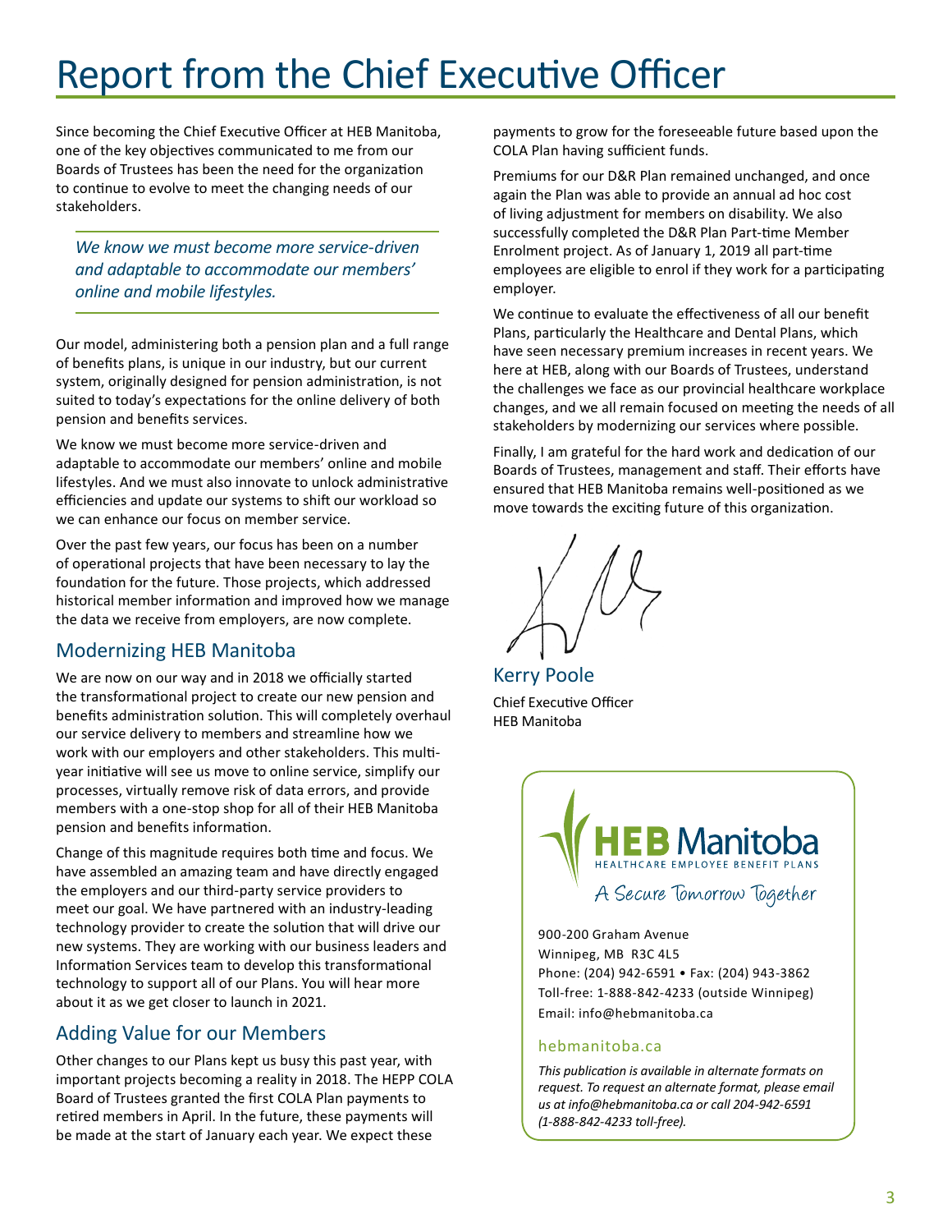# Report from the Chief Executive Officer

Since becoming the Chief Executive Officer at HEB Manitoba, one of the key objectives communicated to me from our Boards of Trustees has been the need for the organization to continue to evolve to meet the changing needs of our stakeholders.

*We know we must become more service-driven and adaptable to accommodate our members' online and mobile lifestyles.*

Our model, administering both a pension plan and a full range of benefits plans, is unique in our industry, but our current system, originally designed for pension administration, is not suited to today's expectations for the online delivery of both pension and benefits services.

We know we must become more service-driven and adaptable to accommodate our members' online and mobile lifestyles. And we must also innovate to unlock administrative efficiencies and update our systems to shift our workload so we can enhance our focus on member service.

Over the past few years, our focus has been on a number of operational projects that have been necessary to lay the foundation for the future. Those projects, which addressed historical member information and improved how we manage the data we receive from employers, are now complete.

## Modernizing HEB Manitoba

We are now on our way and in 2018 we officially started the transformational project to create our new pension and benefits administration solution. This will completely overhaul our service delivery to members and streamline how we work with our employers and other stakeholders. This multi-year initiative will see us move to online service, simplify our processes, virtually remove risk of data errors, and provide members with a one-stop shop for all of their HEB Manitoba pension and benefits information.

Change of this magnitude requires both time and focus. We have assembled an amazing team and have directly engaged the employers and our third-party service providers to meet our goal. We have partnered with an industry-leading technology provider to create the solution that will drive our new systems. They are working with our business leaders and Information Services team to develop this transformational technology to support all of our Plans. You will hear more about it as we get closer to launch in 2021.

## Adding Value for our Members

Other changes to our Plans kept us busy this past year, with important projects becoming a reality in 2018. The HEPP COLA Board of Trustees granted the first COLA Plan payments to retired members in April. In the future, these payments will be made at the start of January each year. We expect these payments to grow for the foreseeable future based upon the COLA Plan having sufficient funds.

Premiums for our D&R Plan remained unchanged, and once again the Plan was able to provide an annual ad hoc cost of living adjustment for members on disability. We also successfully completed the D&R Plan Part-time Member Enrolment project. As of January 1, 2019 all part-time employees are eligible to enrol if they work for a participating employer.

We continue to evaluate the effectiveness of all our benefit Plans, particularly the Healthcare and Dental Plans, which have seen necessary premium increases in recent years. We here at HEB, along with our Boards of Trustees, understand the challenges we face as our provincial healthcare workplace changes, and we all remain focused on meeting the needs of all stakeholders by modernizing our services where possible.

Finally, I am grateful for the hard work and dedication of our Boards of Trustees, management and staff. Their efforts have ensured that HEB Manitoba remains well-positioned as we move towards the exciting future of this organization.

Kerry Poole
Chief Executive Officer
HEB Manitoba

**HEB Manitoba**
HEALTHCARE EMPLOYEE BENEFIT PLANS
A Secure Tomorrow Together

900-200 Graham Avenue
Winnipeg, MB R3C 4L5
Phone: (204) 942-6591 • Fax: (204) 943-3862
Toll-free: 1-888-842-4233 (outside Winnipeg)
Email: info@hebmanitoba.ca

hebmanitoba.ca

*This publication is available in alternate formats on request. To request an alternate format, please email us at info@hebmanitoba.ca or call 204-942-6591 (1-888-842-4233 toll-free).*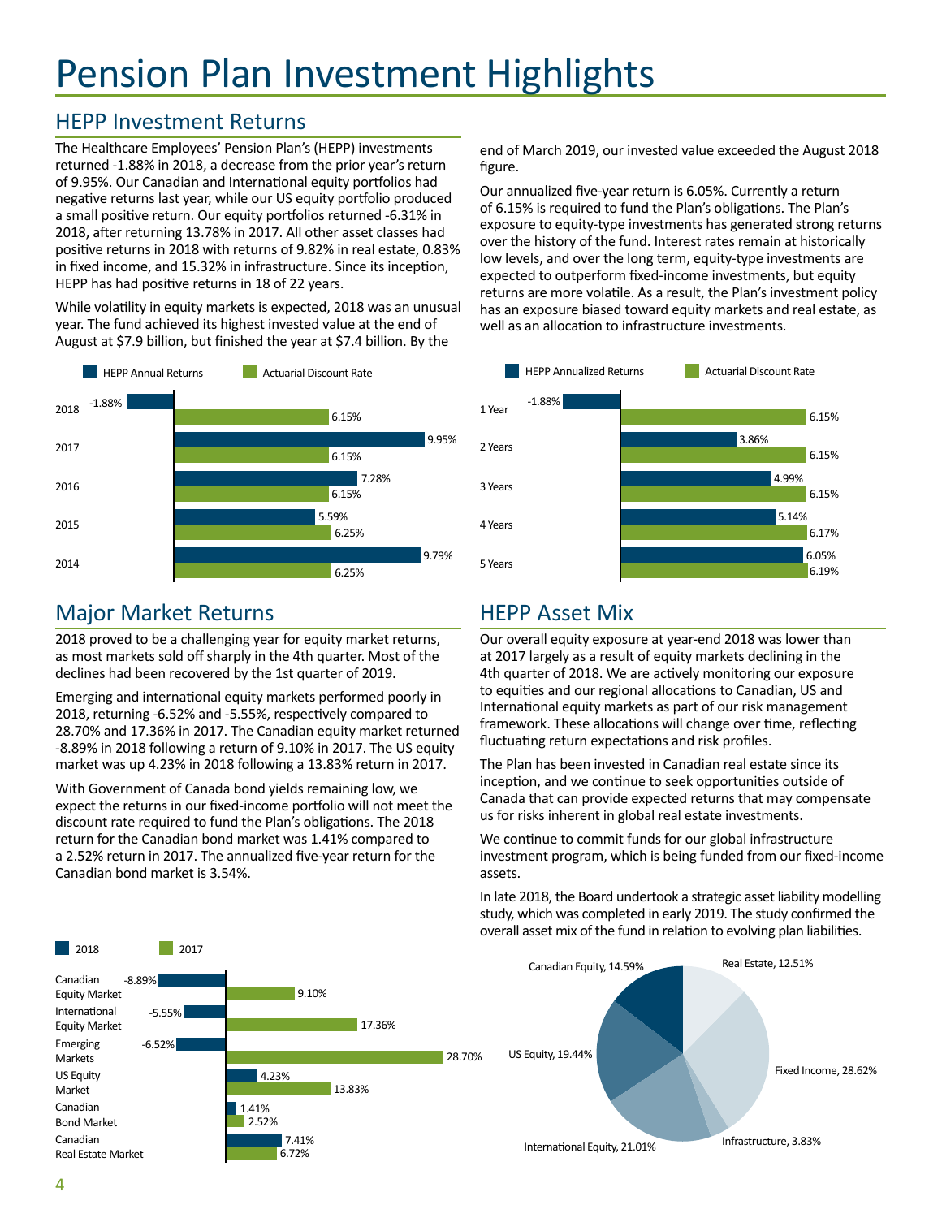# Pension Plan Investment Highlights

## HEPP Investment Returns

The Healthcare Employees' Pension Plan's (HEPP) investments returned -1.88% in 2018, a decrease from the prior year's return of 9.95%. Our Canadian and International equity portfolios had negative returns last year, while our US equity portfolio produced a small positive return. Our equity portfolios returned -6.31% in 2018, after returning 13.78% in 2017. All other asset classes had positive returns in 2018 with returns of 9.82% in real estate, 0.83% in fixed income, and 15.32% in infrastructure. Since its inception, HEPP has had positive returns in 18 of 22 years.

While volatility in equity markets is expected, 2018 was an unusual year. The fund achieved its highest invested value at the end of August at $7.9 billion, but finished the year at $7.4 billion. By the end of March 2019, our invested value exceeded the August 2018 figure.

Our annualized five-year return is 6.05%. Currently a return of 6.15% is required to fund the Plan's obligations. The Plan's exposure to equity-type investments has generated strong returns over the history of the fund. Interest rates remain at historically low levels, and over the long term, equity-type investments are expected to outperform fixed-income investments, but equity returns are more volatile. As a result, the Plan's investment policy has an exposure biased toward equity markets and real estate, as well as an allocation to infrastructure investments.

HEPP Annual Returns
Actuarial Discount Rate
2018 -1.88% 6.15%
2017 9.95% 6.15%
2016 7.28% 6.15%
2015 5.59% 6.25%
2014 9.79% 6.25%

HEPP Annualized Returns
Actuarial Discount Rate
1 Year -1.88% 6.15%
2 Years 3.86% 6.15%
3 Years 4.99% 6.15%
4 Years 5.14% 6.17%
5 Years 6.05% 6.19%

## Major Market Returns

2018 proved to be a challenging year for equity market returns, as most markets sold off sharply in the 4th quarter. Most of the declines had been recovered by the 1st quarter of 2019.

Emerging and international equity markets performed poorly in 2018, returning -6.52% and -5.55%, respectively compared to 28.70% and 17.36% in 2017. The Canadian equity market returned -8.89% in 2018 following a return of 9.10% in 2017. The US equity market was up 4.23% in 2018 following a 13.83% return in 2017.

With Government of Canada bond yields remaining low, we expect the returns in our fixed-income portfolio will not meet the discount rate required to fund the Plan's obligations. The 2018 return for the Canadian bond market was 1.41% compared to a 2.52% return in 2017. The annualized five-year return for the Canadian bond market is 3.54%.

2018
2017
Canadian Equity Market -8.89% 9.10%
International Equity Market -5.55% 17.36%
Emerging Markets -6.52% 28.70%
US Equity Market 4.23% 13.83%
Canadian Bond Market 1.41% 2.52%
Canadian Real Estate Market 7.41% 6.72%

## HEPP Asset Mix

Our overall equity exposure at year-end 2018 was lower than at 2017 largely as a result of equity markets declining in the 4th quarter of 2018. We are actively monitoring our exposure to equities and our regional allocations to Canadian, US and International equity markets as part of our risk management framework. These allocations will change over time, reflecting fluctuating return expectations and risk profiles.

The Plan has been invested in Canadian real estate since its inception, and we continue to seek opportunities outside of Canada that can provide expected returns that may compensate us for risks inherent in global real estate investments.

We continue to commit funds for our global infrastructure investment program, which is being funded from our fixed-income assets.

In late 2018, the Board undertook a strategic asset liability modelling study, which was completed in early 2019. The study confirmed the overall asset mix of the fund in relation to evolving plan liabilities.

Canadian Equity, 14.59%
Real Estate, 12.51%
US Equity, 19.44%
Fixed Income, 28.62%
International Equity, 21.01%
Infrastructure, 3.83%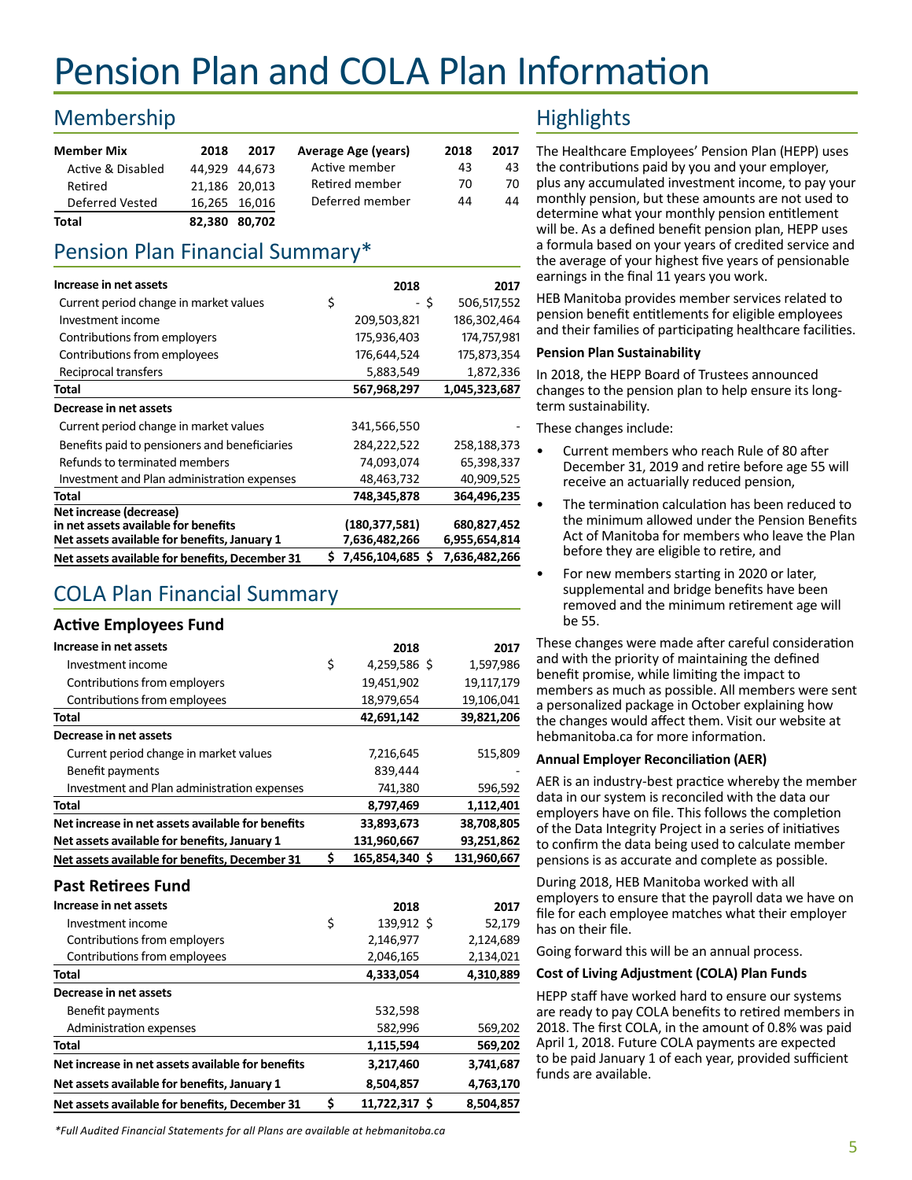# Pension Plan and COLA Plan Information

## Membership

| Member Mix | 2018 | 2017 |
|---|---|---|
| Active & Disabled | 44,929 | 44,673 |
| Retired | 21,186 | 20,013 |
| Deferred Vested | 16,265 | 16,016 |
| **Total** | **82,380** | **80,702** |

| Average Age (years) | 2018 | 2017 |
|---|---|---|
| Active member | 43 | 43 |
| Retired member | 70 | 70 |
| Deferred member | 44 | 44 |

## Pension Plan Financial Summary*

| Increase in net assets | 2018 | 2017 |
|---|---|---|
| Current period change in market values | $ - | $ 506,517,552 |
| Investment income | 209,503,821 | 186,302,464 |
| Contributions from employers | 175,936,403 | 174,757,981 |
| Contributions from employees | 176,644,524 | 175,873,354 |
| Reciprocal transfers | 5,883,549 | 1,872,336 |
| **Total** | **567,968,297** | **1,045,323,687** |
| **Decrease in net assets** | | |
| Current period change in market values | 341,566,550 | - |
| Benefits paid to pensioners and beneficiaries | 284,222,522 | 258,188,373 |
| Refunds to terminated members | 74,093,074 | 65,398,337 |
| Investment and Plan administration expenses | 48,463,732 | 40,909,525 |
| **Total** | **748,345,878** | **364,496,235** |
| **Net increase (decrease) in net assets available for benefits** | **(180,377,581)** | **680,827,452** |
| **Net assets available for benefits, January 1** | **7,636,482,266** | **6,955,654,814** |
| **Net assets available for benefits, December 31** | **$ 7,456,104,685** | **$ 7,636,482,266** |

## COLA Plan Financial Summary

### Active Employees Fund

| Increase in net assets | 2018 | 2017 |
|---|---|---|
| Investment income | $ 4,259,586 | $ 1,597,986 |
| Contributions from employers | 19,451,902 | 19,117,179 |
| Contributions from employees | 18,979,654 | 19,106,041 |
| **Total** | **42,691,142** | **39,821,206** |
| **Decrease in net assets** | | |
| Current period change in market values | 7,216,645 | 515,809 |
| Benefit payments | 839,444 | - |
| Investment and Plan administration expenses | 741,380 | 596,592 |
| **Total** | **8,797,469** | **1,112,401** |
| **Net increase in net assets available for benefits** | **33,893,673** | **38,708,805** |
| **Net assets available for benefits, January 1** | **131,960,667** | **93,251,862** |
| **Net assets available for benefits, December 31** | **$ 165,854,340** | **$ 131,960,667** |

### Past Retirees Fund

| Increase in net assets | 2018 | 2017 |
|---|---|---|
| Investment income | $ 139,912 | $ 52,179 |
| Contributions from employers | 2,146,977 | 2,124,689 |
| Contributions from employees | 2,046,165 | 2,134,021 |
| **Total** | **4,333,054** | **4,310,889** |
| **Decrease in net assets** | | |
| Benefit payments | 532,598 | |
| Administration expenses | 582,996 | 569,202 |
| **Total** | **1,115,594** | **569,202** |
| **Net increase in net assets available for benefits** | **3,217,460** | **3,741,687** |
| **Net assets available for benefits, January 1** | **8,504,857** | **4,763,170** |
| **Net assets available for benefits, December 31** | **$ 11,722,317** | **$ 8,504,857** |

*\*Full Audited Financial Statements for all Plans are available at hebmanitoba.ca*

## Highlights

The Healthcare Employees' Pension Plan (HEPP) uses the contributions paid by you and your employer, plus any accumulated investment income, to pay your monthly pension, but these amounts are not used to determine what your monthly pension entitlement will be. As a defined benefit pension plan, HEPP uses a formula based on your years of credited service and the average of your highest five years of pensionable earnings in the final 11 years you work.

HEB Manitoba provides member services related to pension benefit entitlements for eligible employees and their families of participating healthcare facilities.

**Pension Plan Sustainability**

In 2018, the HEPP Board of Trustees announced changes to the pension plan to help ensure its long-term sustainability.

These changes include:

- Current members who reach Rule of 80 after December 31, 2019 and retire before age 55 will receive an actuarially reduced pension,
- The termination calculation has been reduced to the minimum allowed under the Pension Benefits Act of Manitoba for members who leave the Plan before they are eligible to retire, and
- For new members starting in 2020 or later, supplemental and bridge benefits have been removed and the minimum retirement age will be 55.

These changes were made after careful consideration and with the priority of maintaining the defined benefit promise, while limiting the impact to members as much as possible. All members were sent a personalized package in October explaining how the changes would affect them. Visit our website at hebmanitoba.ca for more information.

**Annual Employer Reconciliation (AER)**

AER is an industry-best practice whereby the member data in our system is reconciled with the data our employers have on file. This follows the completion of the Data Integrity Project in a series of initiatives to confirm the data being used to calculate member pensions is as accurate and complete as possible.

During 2018, HEB Manitoba worked with all employers to ensure that the payroll data we have on file for each employee matches what their employer has on their file.

Going forward this will be an annual process.

**Cost of Living Adjustment (COLA) Plan Funds**

HEPP staff have worked hard to ensure our systems are ready to pay COLA benefits to retired members in 2018. The first COLA, in the amount of 0.8% was paid April 1, 2018. Future COLA payments are expected to be paid January 1 of each year, provided sufficient funds are available.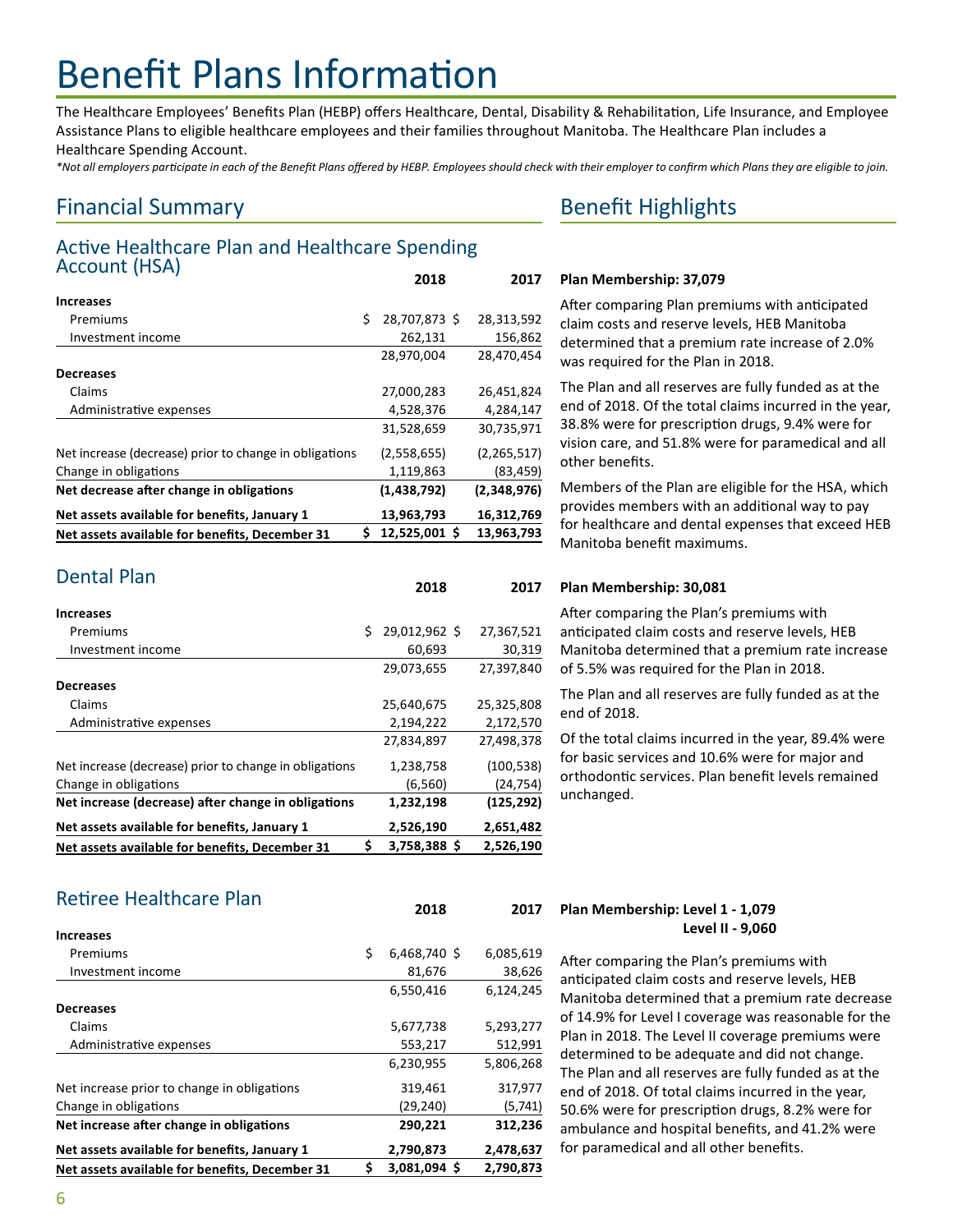# Benefit Plans Information

The Healthcare Employees' Benefits Plan (HEBP) offers Healthcare, Dental, Disability & Rehabilitation, Life Insurance, and Employee Assistance Plans to eligible healthcare employees and their families throughout Manitoba. The Healthcare Plan includes a Healthcare Spending Account.

*\*Not all employers participate in each of the Benefit Plans offered by HEBP. Employees should check with their employer to confirm which Plans they are eligible to join.*

## Financial Summary

### Active Healthcare Plan and Healthcare Spending Account (HSA)

| | 2018 | 2017 |
|---|---|---|
| **Increases** | | |
| Premiums | $ 28,707,873 | $ 28,313,592 |
| Investment income | 262,131 | 156,862 |
| | 28,970,004 | 28,470,454 |
| **Decreases** | | |
| Claims | 27,000,283 | 26,451,824 |
| Administrative expenses | 4,528,376 | 4,284,147 |
| | 31,528,659 | 30,735,971 |
| Net increase (decrease) prior to change in obligations | (2,558,655) | (2,265,517) |
| Change in obligations | 1,119,863 | (83,459) |
| **Net decrease after change in obligations** | **(1,438,792)** | **(2,348,976)** |
| **Net assets available for benefits, January 1** | **13,963,793** | **16,312,769** |
| **Net assets available for benefits, December 31** | **$ 12,525,001** | **$ 13,963,793** |

### Dental Plan

| | 2018 | 2017 |
|---|---|---|
| **Increases** | | |
| Premiums | $ 29,012,962 | $ 27,367,521 |
| Investment income | 60,693 | 30,319 |
| | 29,073,655 | 27,397,840 |
| **Decreases** | | |
| Claims | 25,640,675 | 25,325,808 |
| Administrative expenses | 2,194,222 | 2,172,570 |
| | 27,834,897 | 27,498,378 |
| Net increase (decrease) prior to change in obligations | 1,238,758 | (100,538) |
| Change in obligations | (6,560) | (24,754) |
| **Net increase (decrease) after change in obligations** | **1,232,198** | **(125,292)** |
| **Net assets available for benefits, January 1** | **2,526,190** | **2,651,482** |
| **Net assets available for benefits, December 31** | **$ 3,758,388** | **$ 2,526,190** |

### Retiree Healthcare Plan

| | 2018 | 2017 |
|---|---|---|
| **Increases** | | |
| Premiums | $ 6,468,740 | $ 6,085,619 |
| Investment income | 81,676 | 38,626 |
| | 6,550,416 | 6,124,245 |
| **Decreases** | | |
| Claims | 5,677,738 | 5,293,277 |
| Administrative expenses | 553,217 | 512,991 |
| | 6,230,955 | 5,806,268 |
| Net increase prior to change in obligations | 319,461 | 317,977 |
| Change in obligations | (29,240) | (5,741) |
| **Net increase after change in obligations** | **290,221** | **312,236** |
| **Net assets available for benefits, January 1** | **2,790,873** | **2,478,637** |
| **Net assets available for benefits, December 31** | **$ 3,081,094** | **$ 2,790,873** |

## Benefit Highlights

**Plan Membership: 37,079**

After comparing Plan premiums with anticipated claim costs and reserve levels, HEB Manitoba determined that a premium rate increase of 2.0% was required for the Plan in 2018.

The Plan and all reserves are fully funded as at the end of 2018. Of the total claims incurred in the year, 38.8% were for prescription drugs, 9.4% were for vision care, and 51.8% were for paramedical and all other benefits.

Members of the Plan are eligible for the HSA, which provides members with an additional way to pay for healthcare and dental expenses that exceed HEB Manitoba benefit maximums.

**Plan Membership: 30,081**

After comparing the Plan's premiums with anticipated claim costs and reserve levels, HEB Manitoba determined that a premium rate increase of 5.5% was required for the Plan in 2018.

The Plan and all reserves are fully funded as at the end of 2018.

Of the total claims incurred in the year, 89.4% were for basic services and 10.6% were for major and orthodontic services. Plan benefit levels remained unchanged.

**Plan Membership: Level 1 - 1,079**
**Level II - 9,060**

After comparing the Plan's premiums with anticipated claim costs and reserve levels, HEB Manitoba determined that a premium rate decrease of 14.9% for Level I coverage was reasonable for the Plan in 2018. The Level II coverage premiums were determined to be adequate and did not change. The Plan and all reserves are fully funded as at the end of 2018. Of total claims incurred in the year, 50.6% were for prescription drugs, 8.2% were for ambulance and hospital benefits, and 41.2% were for paramedical and all other benefits.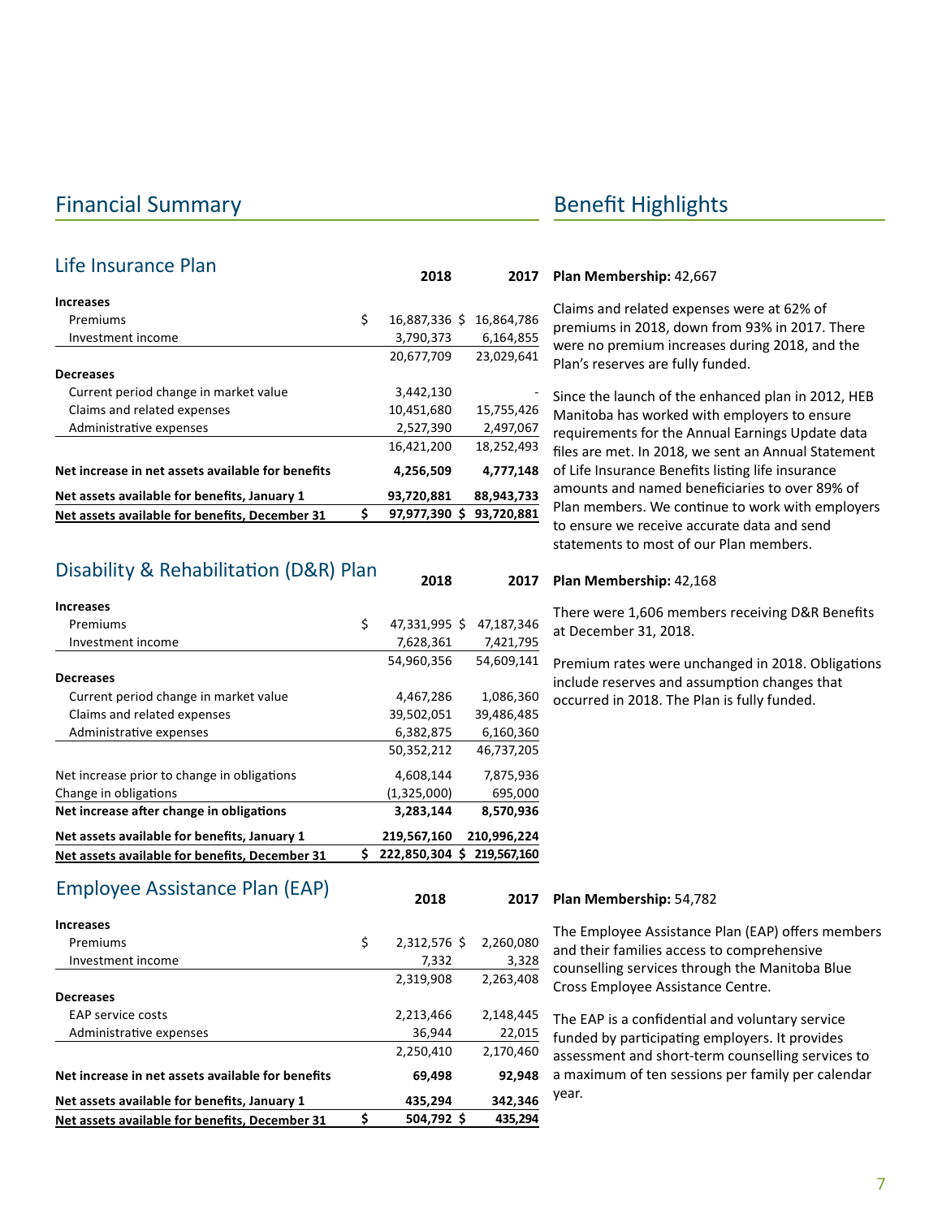# Financial Summary

## Life Insurance Plan

| | | 2018 | 2017 |
|---|---|---|---|
| **Increases** | | | |
| Premiums | $ | 16,887,336 | $ 16,864,786 |
| Investment income | | 3,790,373 | 6,164,855 |
| | | 20,677,709 | 23,029,641 |
| **Decreases** | | | |
| Current period change in market value | | 3,442,130 | - |
| Claims and related expenses | | 10,451,680 | 15,755,426 |
| Administrative expenses | | 2,527,390 | 2,497,067 |
| | | 16,421,200 | 18,252,493 |
| **Net increase in net assets available for benefits** | | **4,256,509** | **4,777,148** |
| **Net assets available for benefits, January 1** | | **93,720,881** | **88,943,733** |
| **Net assets available for benefits, December 31** | **$** | **97,977,390** | **$ 93,720,881** |

## Disability & Rehabilitation (D&R) Plan

| | | 2018 | 2017 |
|---|---|---|---|
| **Increases** | | | |
| Premiums | $ | 47,331,995 | $ 47,187,346 |
| Investment income | | 7,628,361 | 7,421,795 |
| | | 54,960,356 | 54,609,141 |
| **Decreases** | | | |
| Current period change in market value | | 4,467,286 | 1,086,360 |
| Claims and related expenses | | 39,502,051 | 39,486,485 |
| Administrative expenses | | 6,382,875 | 6,160,360 |
| | | 50,352,212 | 46,737,205 |
| Net increase prior to change in obligations | | 4,608,144 | 7,875,936 |
| Change in obligations | | (1,325,000) | 695,000 |
| **Net increase after change in obligations** | | **3,283,144** | **8,570,936** |
| **Net assets available for benefits, January 1** | | **219,567,160** | **210,996,224** |
| **Net assets available for benefits, December 31** | **$** | **222,850,304** | **$ 219,567,160** |

## Employee Assistance Plan (EAP)

| | | 2018 | 2017 |
|---|---|---|---|
| **Increases** | | | |
| Premiums | $ | 2,312,576 | $ 2,260,080 |
| Investment income | | 7,332 | 3,328 |
| | | 2,319,908 | 2,263,408 |
| **Decreases** | | | |
| EAP service costs | | 2,213,466 | 2,148,445 |
| Administrative expenses | | 36,944 | 22,015 |
| | | 2,250,410 | 2,170,460 |
| **Net increase in net assets available for benefits** | | **69,498** | **92,948** |
| **Net assets available for benefits, January 1** | | **435,294** | **342,346** |
| **Net assets available for benefits, December 31** | **$** | **504,792** | **$ 435,294** |

# Benefit Highlights

### Life Insurance Plan

**Plan Membership:** 42,667

Claims and related expenses were at 62% of premiums in 2018, down from 93% in 2017. There were no premium increases during 2018, and the Plan's reserves are fully funded.

Since the launch of the enhanced plan in 2012, HEB Manitoba has worked with employers to ensure requirements for the Annual Earnings Update data files are met. In 2018, we sent an Annual Statement of Life Insurance Benefits listing life insurance amounts and named beneficiaries to over 89% of Plan members. We continue to work with employers to ensure we receive accurate data and send statements to most of our Plan members.

### Disability & Rehabilitation (D&R) Plan

**Plan Membership:** 42,168

There were 1,606 members receiving D&R Benefits at December 31, 2018.

Premium rates were unchanged in 2018. Obligations include reserves and assumption changes that occurred in 2018. The Plan is fully funded.

### Employee Assistance Plan (EAP)

**Plan Membership:** 54,782

The Employee Assistance Plan (EAP) offers members and their families access to comprehensive counselling services through the Manitoba Blue Cross Employee Assistance Centre.

The EAP is a confidential and voluntary service funded by participating employers. It provides assessment and short-term counselling services to a maximum of ten sessions per family per calendar year.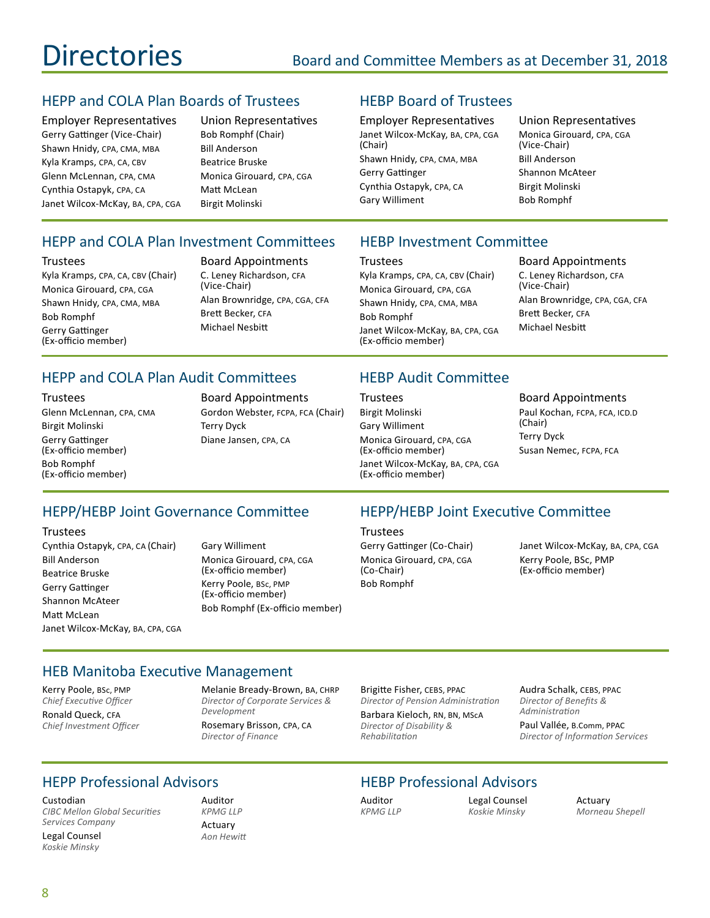# Directories

Board and Committee Members as at December 31, 2018

## HEPP and COLA Plan Boards of Trustees

**Employer Representatives**

- Gerry Gattinger (Vice-Chair)
- Shawn Hnidy, CPA, CMA, MBA
- Kyla Kramps, CPA, CA, CBV
- Glenn McLennan, CPA, CMA
- Cynthia Ostapyk, CPA, CA
- Janet Wilcox-McKay, BA, CPA, CGA

**Union Representatives**

- Bob Romphf (Chair)
- Bill Anderson
- Beatrice Bruske
- Monica Girouard, CPA, CGA
- Matt McLean
- Birgit Molinski

## HEBP Board of Trustees

**Employer Representatives**

- Janet Wilcox-McKay, BA, CPA, CGA (Chair)
- Shawn Hnidy, CPA, CMA, MBA
- Gerry Gattinger
- Cynthia Ostapyk, CPA, CA
- Gary Williment

**Union Representatives**

- Monica Girouard, CPA, CGA (Vice-Chair)
- Bill Anderson
- Shannon McAteer
- Birgit Molinski
- Bob Romphf

## HEPP and COLA Plan Investment Committees

**Trustees**

- Kyla Kramps, CPA, CA, CBV (Chair)
- Monica Girouard, CPA, CGA
- Shawn Hnidy, CPA, CMA, MBA
- Bob Romphf
- Gerry Gattinger (Ex-officio member)

**Board Appointments**

- C. Leney Richardson, CFA (Vice-Chair)
- Alan Brownridge, CPA, CGA, CFA
- Brett Becker, CFA
- Michael Nesbitt

## HEBP Investment Committee

**Trustees**

- Kyla Kramps, CPA, CA, CBV (Chair)
- Monica Girouard, CPA, CGA
- Shawn Hnidy, CPA, CMA, MBA
- Bob Romphf
- Janet Wilcox-McKay, BA, CPA, CGA (Ex-officio member)

**Board Appointments**

- C. Leney Richardson, CFA (Vice-Chair)
- Alan Brownridge, CPA, CGA, CFA
- Brett Becker, CFA
- Michael Nesbitt

## HEPP and COLA Plan Audit Committees

**Trustees**

- Glenn McLennan, CPA, CMA
- Birgit Molinski
- Gerry Gattinger (Ex-officio member)
- Bob Romphf (Ex-officio member)

**Board Appointments**

- Gordon Webster, FCPA, FCA (Chair)
- Terry Dyck
- Diane Jansen, CPA, CA

## HEBP Audit Committee

**Trustees**

- Birgit Molinski
- Gary Williment
- Monica Girouard, CPA, CGA (Ex-officio member)
- Janet Wilcox-McKay, BA, CPA, CGA (Ex-officio member)

**Board Appointments**

- Paul Kochan, FCPA, FCA, ICD.D (Chair)
- Terry Dyck
- Susan Nemec, FCPA, FCA

## HEPP/HEBP Joint Governance Committee

**Trustees**

- Cynthia Ostapyk, CPA, CA (Chair)
- Bill Anderson
- Beatrice Bruske
- Gerry Gattinger
- Shannon McAteer
- Matt McLean
- Janet Wilcox-McKay, BA, CPA, CGA
- Gary Williment
- Monica Girouard, CPA, CGA (Ex-officio member)
- Kerry Poole, BSc, PMP (Ex-officio member)
- Bob Romphf (Ex-officio member)

## HEPP/HEBP Joint Executive Committee

**Trustees**

- Gerry Gattinger (Co-Chair)
- Monica Girouard, CPA, CGA (Co-Chair)
- Bob Romphf
- Janet Wilcox-McKay, BA, CPA, CGA
- Kerry Poole, BSc, PMP (Ex-officio member)

## HEB Manitoba Executive Management

Kerry Poole, BSc, PMP
*Chief Executive Officer*

Ronald Queck, CFA
*Chief Investment Officer*

Melanie Bready-Brown, BA, CHRP
*Director of Corporate Services & Development*

Rosemary Brisson, CPA, CA
*Director of Finance*

Brigitte Fisher, CEBS, PPAC
*Director of Pension Administration*

Barbara Kieloch, RN, BN, MScA
*Director of Disability & Rehabilitation*

Audra Schalk, CEBS, PPAC
*Director of Benefits & Administration*

Paul Vallée, B.Comm, PPAC
*Director of Information Services*

## HEPP Professional Advisors

Custodian
*CIBC Mellon Global Securities Services Company*

Legal Counsel
*Koskie Minsky*

Auditor
*KPMG LLP*

Actuary
*Aon Hewitt*

## HEBP Professional Advisors

Auditor
*KPMG LLP*

Legal Counsel
*Koskie Minsky*

Actuary
*Morneau Shepell*